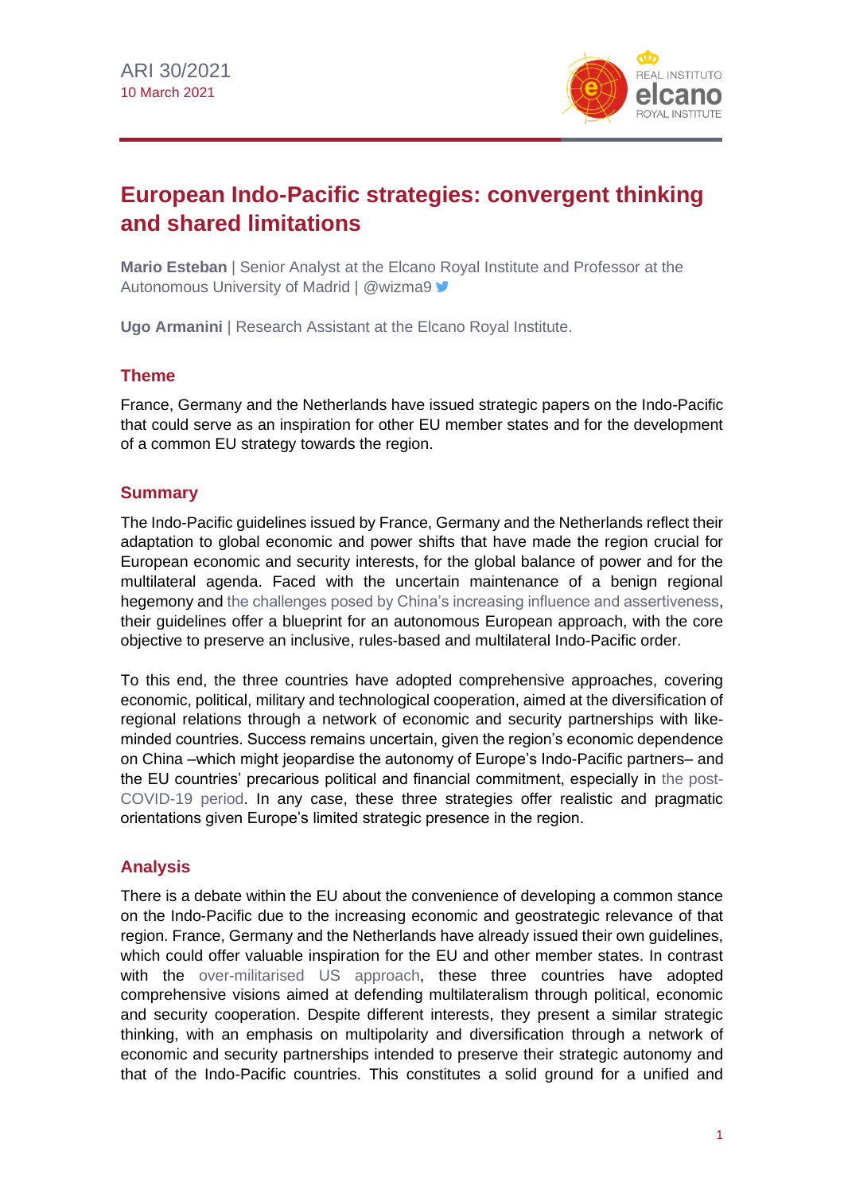ARI 30/2021
10 March 2021

# European Indo-Pacific strategies: convergent thinking and shared limitations

**Mario Esteban** | Senior Analyst at the Elcano Royal Institute and Professor at the Autonomous University of Madrid | @wizma9

**Ugo Armanini** | Research Assistant at the Elcano Royal Institute.

## Theme

France, Germany and the Netherlands have issued strategic papers on the Indo-Pacific that could serve as an inspiration for other EU member states and for the development of a common EU strategy towards the region.

## Summary

The Indo-Pacific guidelines issued by France, Germany and the Netherlands reflect their adaptation to global economic and power shifts that have made the region crucial for European economic and security interests, for the global balance of power and for the multilateral agenda. Faced with the uncertain maintenance of a benign regional hegemony and the challenges posed by China's increasing influence and assertiveness, their guidelines offer a blueprint for an autonomous European approach, with the core objective to preserve an inclusive, rules-based and multilateral Indo-Pacific order.

To this end, the three countries have adopted comprehensive approaches, covering economic, political, military and technological cooperation, aimed at the diversification of regional relations through a network of economic and security partnerships with like-minded countries. Success remains uncertain, given the region's economic dependence on China –which might jeopardise the autonomy of Europe's Indo-Pacific partners– and the EU countries' precarious political and financial commitment, especially in the post-COVID-19 period. In any case, these three strategies offer realistic and pragmatic orientations given Europe's limited strategic presence in the region.

## Analysis

There is a debate within the EU about the convenience of developing a common stance on the Indo-Pacific due to the increasing economic and geostrategic relevance of that region. France, Germany and the Netherlands have already issued their own guidelines, which could offer valuable inspiration for the EU and other member states. In contrast with the over-militarised US approach, these three countries have adopted comprehensive visions aimed at defending multilateralism through political, economic and security cooperation. Despite different interests, they present a similar strategic thinking, with an emphasis on multipolarity and diversification through a network of economic and security partnerships intended to preserve their strategic autonomy and that of the Indo-Pacific countries. This constitutes a solid ground for a unified and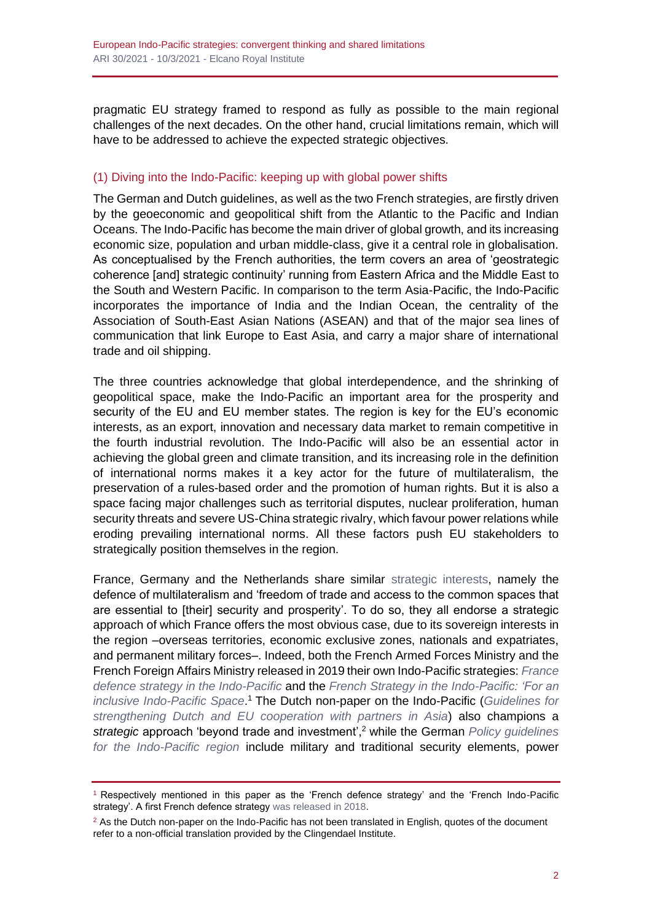pragmatic EU strategy framed to respond as fully as possible to the main regional challenges of the next decades. On the other hand, crucial limitations remain, which will have to be addressed to achieve the expected strategic objectives.

## (1) Diving into the Indo-Pacific: keeping up with global power shifts

The German and Dutch guidelines, as well as the two French strategies, are firstly driven by the geoeconomic and geopolitical shift from the Atlantic to the Pacific and Indian Oceans. The Indo-Pacific has become the main driver of global growth, and its increasing economic size, population and urban middle-class, give it a central role in globalisation. As conceptualised by the French authorities, the term covers an area of 'geostrategic coherence [and] strategic continuity' running from Eastern Africa and the Middle East to the South and Western Pacific. In comparison to the term Asia-Pacific, the Indo-Pacific incorporates the importance of India and the Indian Ocean, the centrality of the Association of South-East Asian Nations (ASEAN) and that of the major sea lines of communication that link Europe to East Asia, and carry a major share of international trade and oil shipping.

The three countries acknowledge that global interdependence, and the shrinking of geopolitical space, make the Indo-Pacific an important area for the prosperity and security of the EU and EU member states. The region is key for the EU's economic interests, as an export, innovation and necessary data market to remain competitive in the fourth industrial revolution. The Indo-Pacific will also be an essential actor in achieving the global green and climate transition, and its increasing role in the definition of international norms makes it a key actor for the future of multilateralism, the preservation of a rules-based order and the promotion of human rights. But it is also a space facing major challenges such as territorial disputes, nuclear proliferation, human security threats and severe US-China strategic rivalry, which favour power relations while eroding prevailing international norms. All these factors push EU stakeholders to strategically position themselves in the region.

France, Germany and the Netherlands share similar strategic interests, namely the defence of multilateralism and 'freedom of trade and access to the common spaces that are essential to [their] security and prosperity'. To do so, they all endorse a strategic approach of which France offers the most obvious case, due to its sovereign interests in the region –overseas territories, economic exclusive zones, nationals and expatriates, and permanent military forces–. Indeed, both the French Armed Forces Ministry and the French Foreign Affairs Ministry released in 2019 their own Indo-Pacific strategies: *France defence strategy in the Indo-Pacific* and the *French Strategy in the Indo-Pacific: 'For an inclusive Indo-Pacific Space*.[1] The Dutch non-paper on the Indo-Pacific (*Guidelines for strengthening Dutch and EU cooperation with partners in Asia*) also champions a *strategic* approach 'beyond trade and investment',[2] while the German *Policy guidelines for the Indo-Pacific region* include military and traditional security elements, power

[1] Respectively mentioned in this paper as the 'French defence strategy' and the 'French Indo-Pacific strategy'. A first French defence strategy was released in 2018.

[2] As the Dutch non-paper on the Indo-Pacific has not been translated in English, quotes of the document refer to a non-official translation provided by the Clingendael Institute.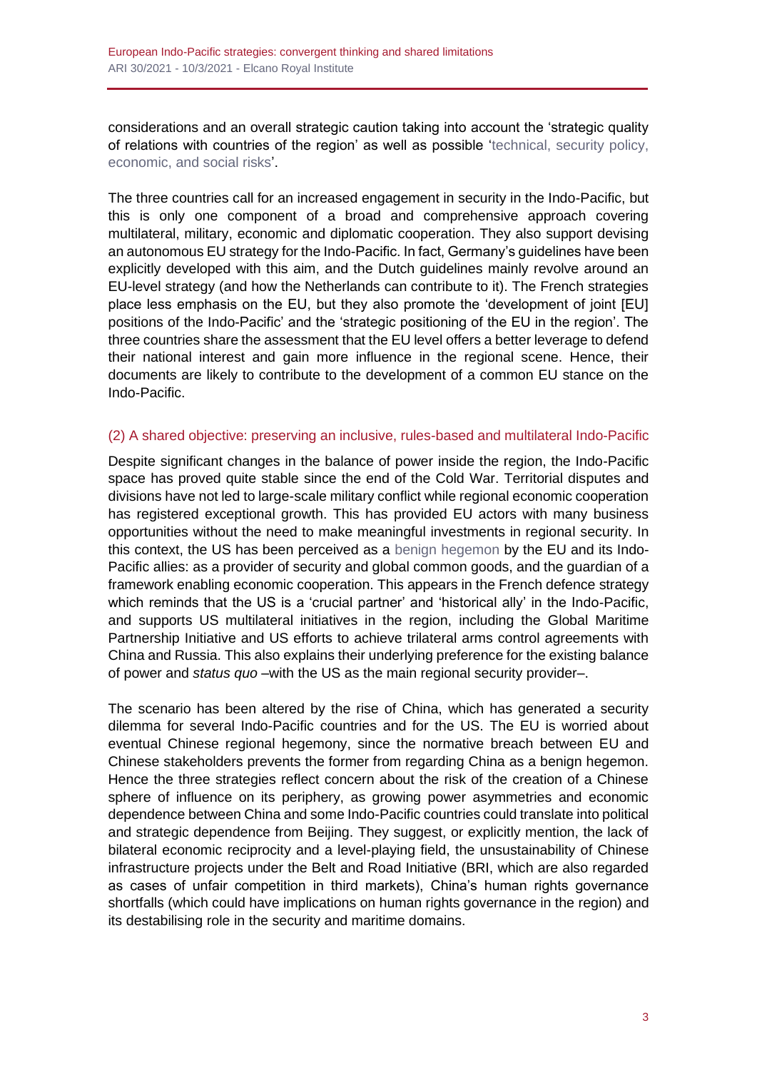considerations and an overall strategic caution taking into account the 'strategic quality of relations with countries of the region' as well as possible 'technical, security policy, economic, and social risks'.

The three countries call for an increased engagement in security in the Indo-Pacific, but this is only one component of a broad and comprehensive approach covering multilateral, military, economic and diplomatic cooperation. They also support devising an autonomous EU strategy for the Indo-Pacific. In fact, Germany's guidelines have been explicitly developed with this aim, and the Dutch guidelines mainly revolve around an EU-level strategy (and how the Netherlands can contribute to it). The French strategies place less emphasis on the EU, but they also promote the 'development of joint [EU] positions of the Indo-Pacific' and the 'strategic positioning of the EU in the region'. The three countries share the assessment that the EU level offers a better leverage to defend their national interest and gain more influence in the regional scene. Hence, their documents are likely to contribute to the development of a common EU stance on the Indo-Pacific.

### (2) A shared objective: preserving an inclusive, rules-based and multilateral Indo-Pacific

Despite significant changes in the balance of power inside the region, the Indo-Pacific space has proved quite stable since the end of the Cold War. Territorial disputes and divisions have not led to large-scale military conflict while regional economic cooperation has registered exceptional growth. This has provided EU actors with many business opportunities without the need to make meaningful investments in regional security. In this context, the US has been perceived as a benign hegemon by the EU and its Indo-Pacific allies: as a provider of security and global common goods, and the guardian of a framework enabling economic cooperation. This appears in the French defence strategy which reminds that the US is a 'crucial partner' and 'historical ally' in the Indo-Pacific, and supports US multilateral initiatives in the region, including the Global Maritime Partnership Initiative and US efforts to achieve trilateral arms control agreements with China and Russia. This also explains their underlying preference for the existing balance of power and *status quo* –with the US as the main regional security provider–.

The scenario has been altered by the rise of China, which has generated a security dilemma for several Indo-Pacific countries and for the US. The EU is worried about eventual Chinese regional hegemony, since the normative breach between EU and Chinese stakeholders prevents the former from regarding China as a benign hegemon. Hence the three strategies reflect concern about the risk of the creation of a Chinese sphere of influence on its periphery, as growing power asymmetries and economic dependence between China and some Indo-Pacific countries could translate into political and strategic dependence from Beijing. They suggest, or explicitly mention, the lack of bilateral economic reciprocity and a level-playing field, the unsustainability of Chinese infrastructure projects under the Belt and Road Initiative (BRI, which are also regarded as cases of unfair competition in third markets), China's human rights governance shortfalls (which could have implications on human rights governance in the region) and its destabilising role in the security and maritime domains.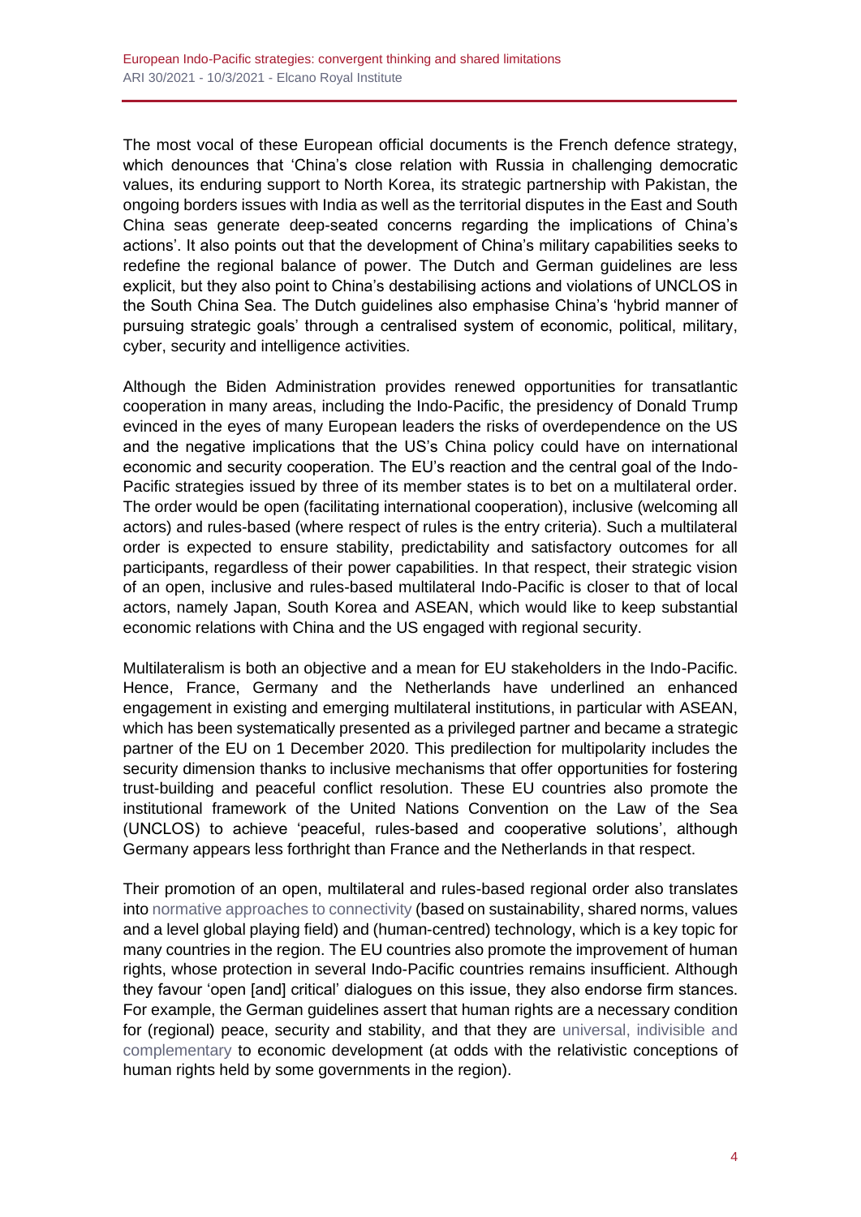The most vocal of these European official documents is the French defence strategy, which denounces that 'China's close relation with Russia in challenging democratic values, its enduring support to North Korea, its strategic partnership with Pakistan, the ongoing borders issues with India as well as the territorial disputes in the East and South China seas generate deep-seated concerns regarding the implications of China's actions'. It also points out that the development of China's military capabilities seeks to redefine the regional balance of power. The Dutch and German guidelines are less explicit, but they also point to China's destabilising actions and violations of UNCLOS in the South China Sea. The Dutch guidelines also emphasise China's 'hybrid manner of pursuing strategic goals' through a centralised system of economic, political, military, cyber, security and intelligence activities.

Although the Biden Administration provides renewed opportunities for transatlantic cooperation in many areas, including the Indo-Pacific, the presidency of Donald Trump evinced in the eyes of many European leaders the risks of overdependence on the US and the negative implications that the US's China policy could have on international economic and security cooperation. The EU's reaction and the central goal of the Indo-Pacific strategies issued by three of its member states is to bet on a multilateral order. The order would be open (facilitating international cooperation), inclusive (welcoming all actors) and rules-based (where respect of rules is the entry criteria). Such a multilateral order is expected to ensure stability, predictability and satisfactory outcomes for all participants, regardless of their power capabilities. In that respect, their strategic vision of an open, inclusive and rules-based multilateral Indo-Pacific is closer to that of local actors, namely Japan, South Korea and ASEAN, which would like to keep substantial economic relations with China and the US engaged with regional security.

Multilateralism is both an objective and a mean for EU stakeholders in the Indo-Pacific. Hence, France, Germany and the Netherlands have underlined an enhanced engagement in existing and emerging multilateral institutions, in particular with ASEAN, which has been systematically presented as a privileged partner and became a strategic partner of the EU on 1 December 2020. This predilection for multipolarity includes the security dimension thanks to inclusive mechanisms that offer opportunities for fostering trust-building and peaceful conflict resolution. These EU countries also promote the institutional framework of the United Nations Convention on the Law of the Sea (UNCLOS) to achieve 'peaceful, rules-based and cooperative solutions', although Germany appears less forthright than France and the Netherlands in that respect.

Their promotion of an open, multilateral and rules-based regional order also translates into normative approaches to connectivity (based on sustainability, shared norms, values and a level global playing field) and (human-centred) technology, which is a key topic for many countries in the region. The EU countries also promote the improvement of human rights, whose protection in several Indo-Pacific countries remains insufficient. Although they favour 'open [and] critical' dialogues on this issue, they also endorse firm stances. For example, the German guidelines assert that human rights are a necessary condition for (regional) peace, security and stability, and that they are universal, indivisible and complementary to economic development (at odds with the relativistic conceptions of human rights held by some governments in the region).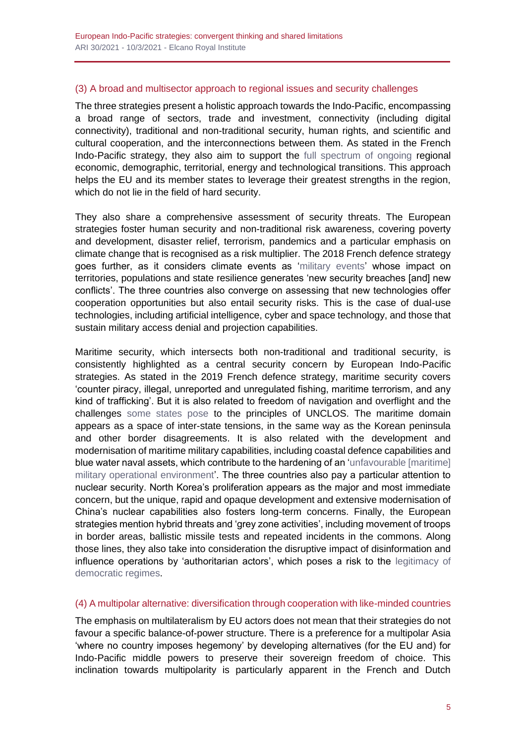### (3) A broad and multisector approach to regional issues and security challenges

The three strategies present a holistic approach towards the Indo-Pacific, encompassing a broad range of sectors, trade and investment, connectivity (including digital connectivity), traditional and non-traditional security, human rights, and scientific and cultural cooperation, and the interconnections between them. As stated in the French Indo-Pacific strategy, they also aim to support the full spectrum of ongoing regional economic, demographic, territorial, energy and technological transitions. This approach helps the EU and its member states to leverage their greatest strengths in the region, which do not lie in the field of hard security.

They also share a comprehensive assessment of security threats. The European strategies foster human security and non-traditional risk awareness, covering poverty and development, disaster relief, terrorism, pandemics and a particular emphasis on climate change that is recognised as a risk multiplier. The 2018 French defence strategy goes further, as it considers climate events as 'military events' whose impact on territories, populations and state resilience generates 'new security breaches [and] new conflicts'. The three countries also converge on assessing that new technologies offer cooperation opportunities but also entail security risks. This is the case of dual-use technologies, including artificial intelligence, cyber and space technology, and those that sustain military access denial and projection capabilities.

Maritime security, which intersects both non-traditional and traditional security, is consistently highlighted as a central security concern by European Indo-Pacific strategies. As stated in the 2019 French defence strategy, maritime security covers 'counter piracy, illegal, unreported and unregulated fishing, maritime terrorism, and any kind of trafficking'. But it is also related to freedom of navigation and overflight and the challenges some states pose to the principles of UNCLOS. The maritime domain appears as a space of inter-state tensions, in the same way as the Korean peninsula and other border disagreements. It is also related with the development and modernisation of maritime military capabilities, including coastal defence capabilities and blue water naval assets, which contribute to the hardening of an 'unfavourable [maritime] military operational environment'. The three countries also pay a particular attention to nuclear security. North Korea's proliferation appears as the major and most immediate concern, but the unique, rapid and opaque development and extensive modernisation of China's nuclear capabilities also fosters long-term concerns. Finally, the European strategies mention hybrid threats and 'grey zone activities', including movement of troops in border areas, ballistic missile tests and repeated incidents in the commons. Along those lines, they also take into consideration the disruptive impact of disinformation and influence operations by 'authoritarian actors', which poses a risk to the legitimacy of democratic regimes.

### (4) A multipolar alternative: diversification through cooperation with like-minded countries

The emphasis on multilateralism by EU actors does not mean that their strategies do not favour a specific balance-of-power structure. There is a preference for a multipolar Asia 'where no country imposes hegemony' by developing alternatives (for the EU) and for Indo-Pacific middle powers to preserve their sovereign freedom of choice. This inclination towards multipolarity is particularly apparent in the French and Dutch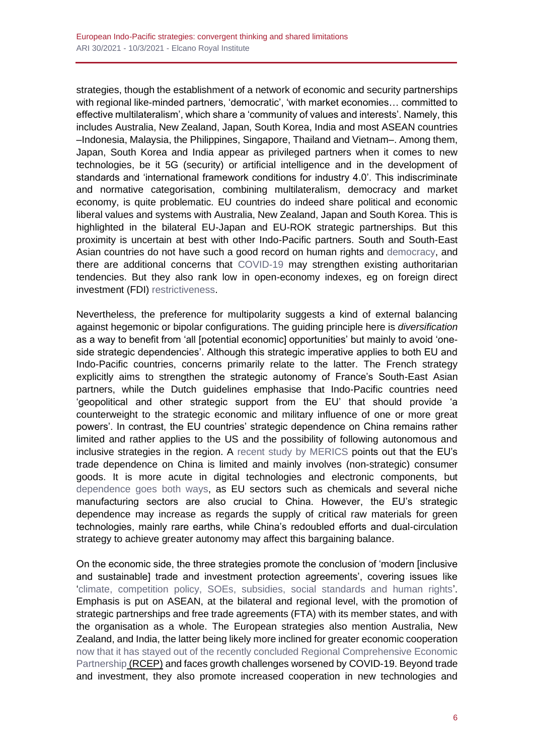strategies, though the establishment of a network of economic and security partnerships with regional like-minded partners, 'democratic', 'with market economies… committed to effective multilateralism', which share a 'community of values and interests'. Namely, this includes Australia, New Zealand, Japan, South Korea, India and most ASEAN countries –Indonesia, Malaysia, the Philippines, Singapore, Thailand and Vietnam–. Among them, Japan, South Korea and India appear as privileged partners when it comes to new technologies, be it 5G (security) or artificial intelligence and in the development of standards and 'international framework conditions for industry 4.0'. This indiscriminate and normative categorisation, combining multilateralism, democracy and market economy, is quite problematic. EU countries do indeed share political and economic liberal values and systems with Australia, New Zealand, Japan and South Korea. This is highlighted in the bilateral EU-Japan and EU-ROK strategic partnerships. But this proximity is uncertain at best with other Indo-Pacific partners. South and South-East Asian countries do not have such a good record on human rights and democracy, and there are additional concerns that COVID-19 may strengthen existing authoritarian tendencies. But they also rank low in open-economy indexes, eg on foreign direct investment (FDI) restrictiveness.

Nevertheless, the preference for multipolarity suggests a kind of external balancing against hegemonic or bipolar configurations. The guiding principle here is *diversification* as a way to benefit from 'all [potential economic] opportunities' but mainly to avoid 'one-side strategic dependencies'. Although this strategic imperative applies to both EU and Indo-Pacific countries, concerns primarily relate to the latter. The French strategy explicitly aims to strengthen the strategic autonomy of France's South-East Asian partners, while the Dutch guidelines emphasise that Indo-Pacific countries need 'geopolitical and other strategic support from the EU' that should provide 'a counterweight to the strategic economic and military influence of one or more great powers'. In contrast, the EU countries' strategic dependence on China remains rather limited and rather applies to the US and the possibility of following autonomous and inclusive strategies in the region. A recent study by MERICS points out that the EU's trade dependence on China is limited and mainly involves (non-strategic) consumer goods. It is more acute in digital technologies and electronic components, but dependence goes both ways, as EU sectors such as chemicals and several niche manufacturing sectors are also crucial to China. However, the EU's strategic dependence may increase as regards the supply of critical raw materials for green technologies, mainly rare earths, while China's redoubled efforts and dual-circulation strategy to achieve greater autonomy may affect this bargaining balance.

On the economic side, the three strategies promote the conclusion of 'modern [inclusive and sustainable] trade and investment protection agreements', covering issues like 'climate, competition policy, SOEs, subsidies, social standards and human rights'. Emphasis is put on ASEAN, at the bilateral and regional level, with the promotion of strategic partnerships and free trade agreements (FTA) with its member states, and with the organisation as a whole. The European strategies also mention Australia, New Zealand, and India, the latter being likely more inclined for greater economic cooperation now that it has stayed out of the recently concluded Regional Comprehensive Economic Partnership (RCEP) and faces growth challenges worsened by COVID-19. Beyond trade and investment, they also promote increased cooperation in new technologies and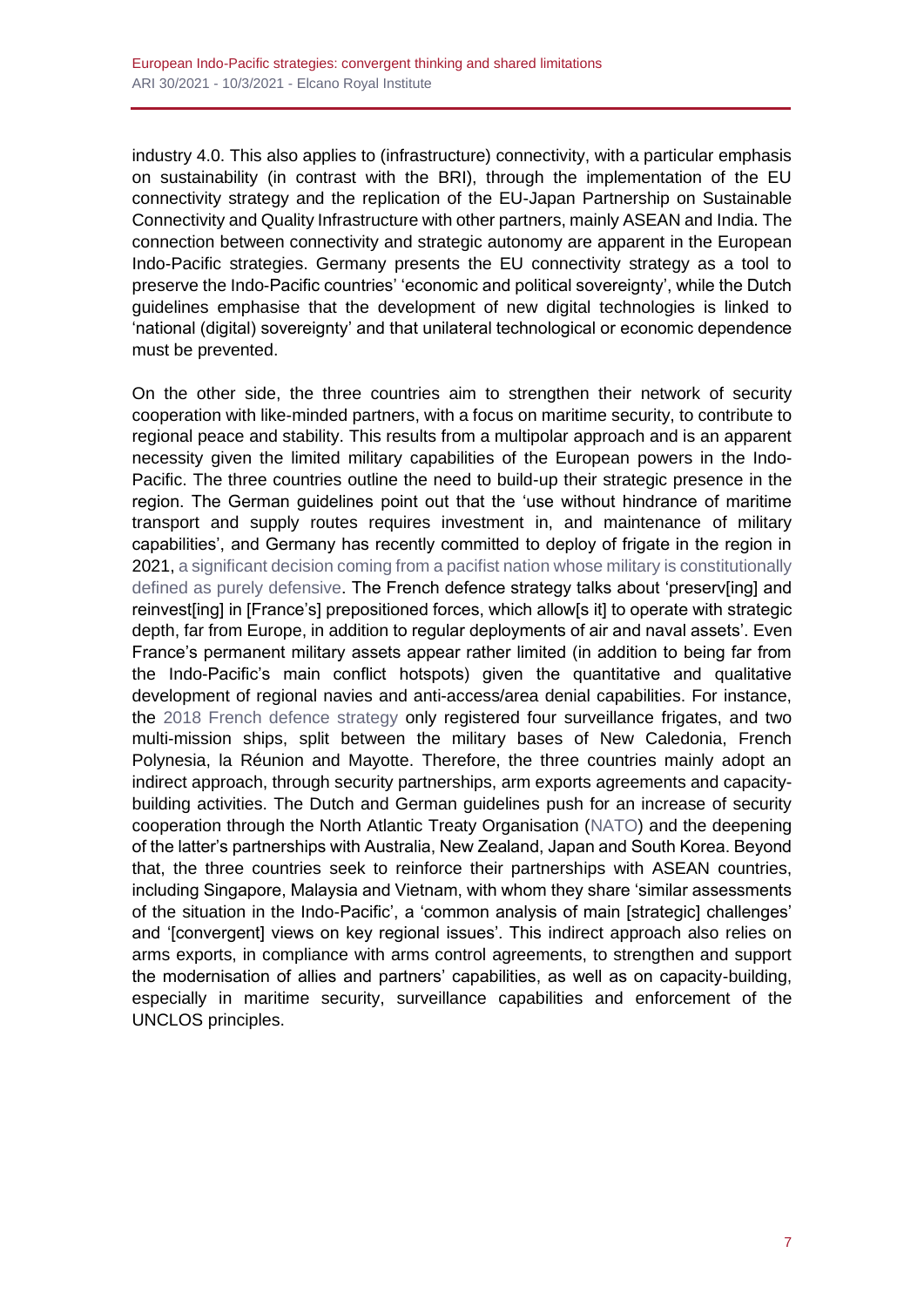industry 4.0. This also applies to (infrastructure) connectivity, with a particular emphasis on sustainability (in contrast with the BRI), through the implementation of the EU connectivity strategy and the replication of the EU-Japan Partnership on Sustainable Connectivity and Quality Infrastructure with other partners, mainly ASEAN and India. The connection between connectivity and strategic autonomy are apparent in the European Indo-Pacific strategies. Germany presents the EU connectivity strategy as a tool to preserve the Indo-Pacific countries' 'economic and political sovereignty', while the Dutch guidelines emphasise that the development of new digital technologies is linked to 'national (digital) sovereignty' and that unilateral technological or economic dependence must be prevented.

On the other side, the three countries aim to strengthen their network of security cooperation with like-minded partners, with a focus on maritime security, to contribute to regional peace and stability. This results from a multipolar approach and is an apparent necessity given the limited military capabilities of the European powers in the Indo-Pacific. The three countries outline the need to build-up their strategic presence in the region. The German guidelines point out that the 'use without hindrance of maritime transport and supply routes requires investment in, and maintenance of military capabilities', and Germany has recently committed to deploy of frigate in the region in 2021, a significant decision coming from a pacifist nation whose military is constitutionally defined as purely defensive. The French defence strategy talks about 'preserv[ing] and reinvest[ing] in [France's] prepositioned forces, which allow[s it] to operate with strategic depth, far from Europe, in addition to regular deployments of air and naval assets'. Even France's permanent military assets appear rather limited (in addition to being far from the Indo-Pacific's main conflict hotspots) given the quantitative and qualitative development of regional navies and anti-access/area denial capabilities. For instance, the 2018 French defence strategy only registered four surveillance frigates, and two multi-mission ships, split between the military bases of New Caledonia, French Polynesia, la Réunion and Mayotte. Therefore, the three countries mainly adopt an indirect approach, through security partnerships, arm exports agreements and capacity-building activities. The Dutch and German guidelines push for an increase of security cooperation through the North Atlantic Treaty Organisation (NATO) and the deepening of the latter's partnerships with Australia, New Zealand, Japan and South Korea. Beyond that, the three countries seek to reinforce their partnerships with ASEAN countries, including Singapore, Malaysia and Vietnam, with whom they share 'similar assessments of the situation in the Indo-Pacific', a 'common analysis of main [strategic] challenges' and '[convergent] views on key regional issues'. This indirect approach also relies on arms exports, in compliance with arms control agreements, to strengthen and support the modernisation of allies and partners' capabilities, as well as on capacity-building, especially in maritime security, surveillance capabilities and enforcement of the UNCLOS principles.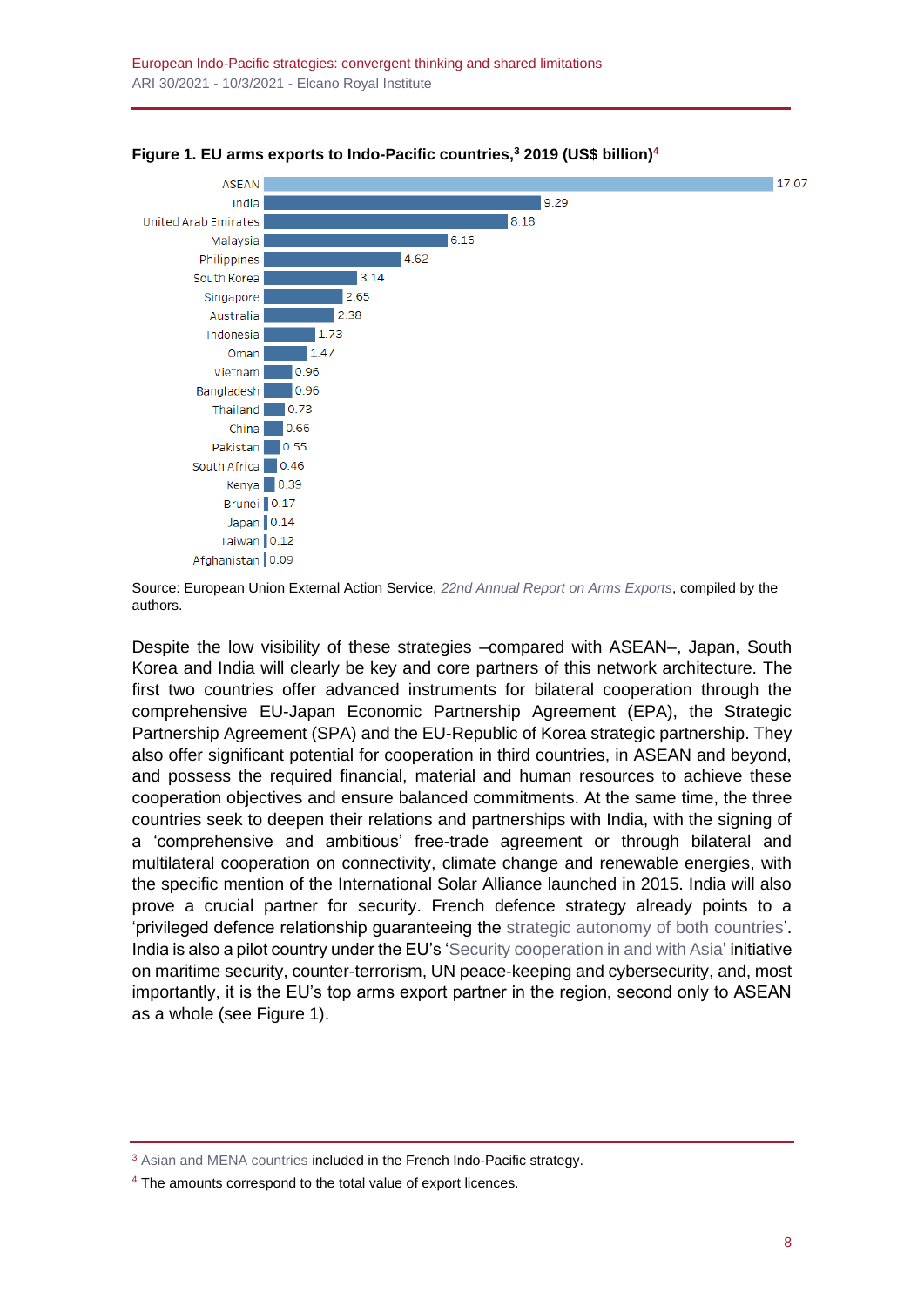**Figure 1. EU arms exports to Indo-Pacific countries,[3] 2019 (US$ billion)[4]**

| Country | US$ billion |
|---|---|
| ASEAN | 17.07 |
| India | 9.29 |
| United Arab Emirates | 8.18 |
| Malaysia | 6.16 |
| Philippines | 4.62 |
| South Korea | 3.14 |
| Singapore | 2.65 |
| Australia | 2.38 |
| Indonesia | 1.73 |
| Oman | 1.47 |
| Vietnam | 0.96 |
| Bangladesh | 0.96 |
| Thailand | 0.73 |
| China | 0.66 |
| Pakistan | 0.55 |
| South Africa | 0.46 |
| Kenya | 0.39 |
| Brunei | 0.17 |
| Japan | 0.14 |
| Taiwan | 0.12 |
| Afghanistan | 0.09 |

Source: European Union External Action Service, *22nd Annual Report on Arms Exports*, compiled by the authors.

Despite the low visibility of these strategies –compared with ASEAN–, Japan, South Korea and India will clearly be key and core partners of this network architecture. The first two countries offer advanced instruments for bilateral cooperation through the comprehensive EU-Japan Economic Partnership Agreement (EPA), the Strategic Partnership Agreement (SPA) and the EU-Republic of Korea strategic partnership. They also offer significant potential for cooperation in third countries, in ASEAN and beyond, and possess the required financial, material and human resources to achieve these cooperation objectives and ensure balanced commitments. At the same time, the three countries seek to deepen their relations and partnerships with India, with the signing of a 'comprehensive and ambitious' free-trade agreement or through bilateral and multilateral cooperation on connectivity, climate change and renewable energies, with the specific mention of the International Solar Alliance launched in 2015. India will also prove a crucial partner for security. French defence strategy already points to a 'privileged defence relationship guaranteeing the strategic autonomy of both countries'. India is also a pilot country under the EU's 'Security cooperation in and with Asia' initiative on maritime security, counter-terrorism, UN peace-keeping and cybersecurity, and, most importantly, it is the EU's top arms export partner in the region, second only to ASEAN as a whole (see Figure 1).

---

[3] Asian and MENA countries included in the French Indo-Pacific strategy.

[4] The amounts correspond to the total value of export licences.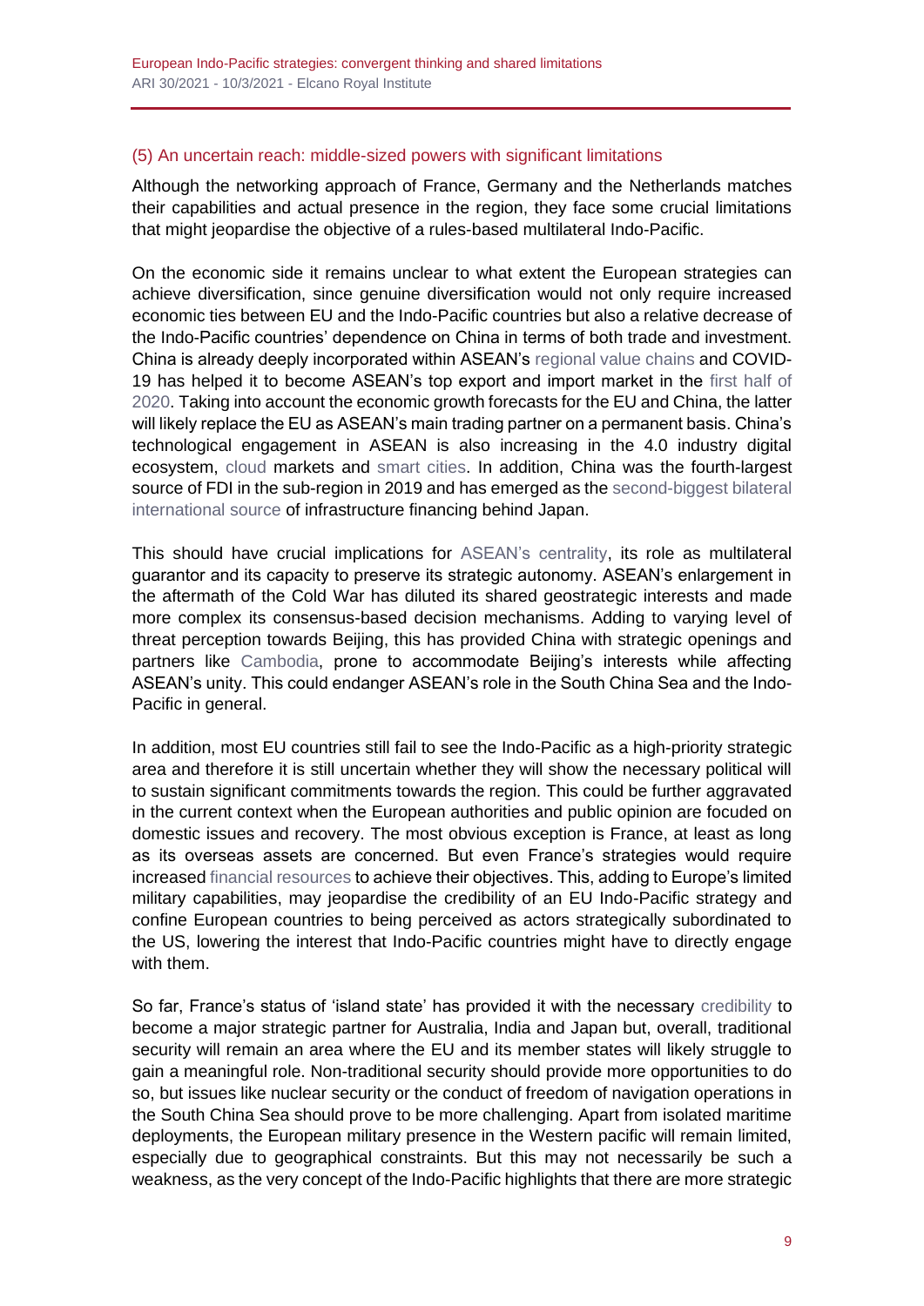### (5) An uncertain reach: middle-sized powers with significant limitations

Although the networking approach of France, Germany and the Netherlands matches their capabilities and actual presence in the region, they face some crucial limitations that might jeopardise the objective of a rules-based multilateral Indo-Pacific.

On the economic side it remains unclear to what extent the European strategies can achieve diversification, since genuine diversification would not only require increased economic ties between EU and the Indo-Pacific countries but also a relative decrease of the Indo-Pacific countries' dependence on China in terms of both trade and investment. China is already deeply incorporated within ASEAN's regional value chains and COVID-19 has helped it to become ASEAN's top export and import market in the first half of 2020. Taking into account the economic growth forecasts for the EU and China, the latter will likely replace the EU as ASEAN's main trading partner on a permanent basis. China's technological engagement in ASEAN is also increasing in the 4.0 industry digital ecosystem, cloud markets and smart cities. In addition, China was the fourth-largest source of FDI in the sub-region in 2019 and has emerged as the second-biggest bilateral international source of infrastructure financing behind Japan.

This should have crucial implications for ASEAN's centrality, its role as multilateral guarantor and its capacity to preserve its strategic autonomy. ASEAN's enlargement in the aftermath of the Cold War has diluted its shared geostrategic interests and made more complex its consensus-based decision mechanisms. Adding to varying level of threat perception towards Beijing, this has provided China with strategic openings and partners like Cambodia, prone to accommodate Beijing's interests while affecting ASEAN's unity. This could endanger ASEAN's role in the South China Sea and the Indo-Pacific in general.

In addition, most EU countries still fail to see the Indo-Pacific as a high-priority strategic area and therefore it is still uncertain whether they will show the necessary political will to sustain significant commitments towards the region. This could be further aggravated in the current context when the European authorities and public opinion are focuded on domestic issues and recovery. The most obvious exception is France, at least as long as its overseas assets are concerned. But even France's strategies would require increased financial resources to achieve their objectives. This, adding to Europe's limited military capabilities, may jeopardise the credibility of an EU Indo-Pacific strategy and confine European countries to being perceived as actors strategically subordinated to the US, lowering the interest that Indo-Pacific countries might have to directly engage with them.

So far, France's status of 'island state' has provided it with the necessary credibility to become a major strategic partner for Australia, India and Japan but, overall, traditional security will remain an area where the EU and its member states will likely struggle to gain a meaningful role. Non-traditional security should provide more opportunities to do so, but issues like nuclear security or the conduct of freedom of navigation operations in the South China Sea should prove to be more challenging. Apart from isolated maritime deployments, the European military presence in the Western pacific will remain limited, especially due to geographical constraints. But this may not necessarily be such a weakness, as the very concept of the Indo-Pacific highlights that there are more strategic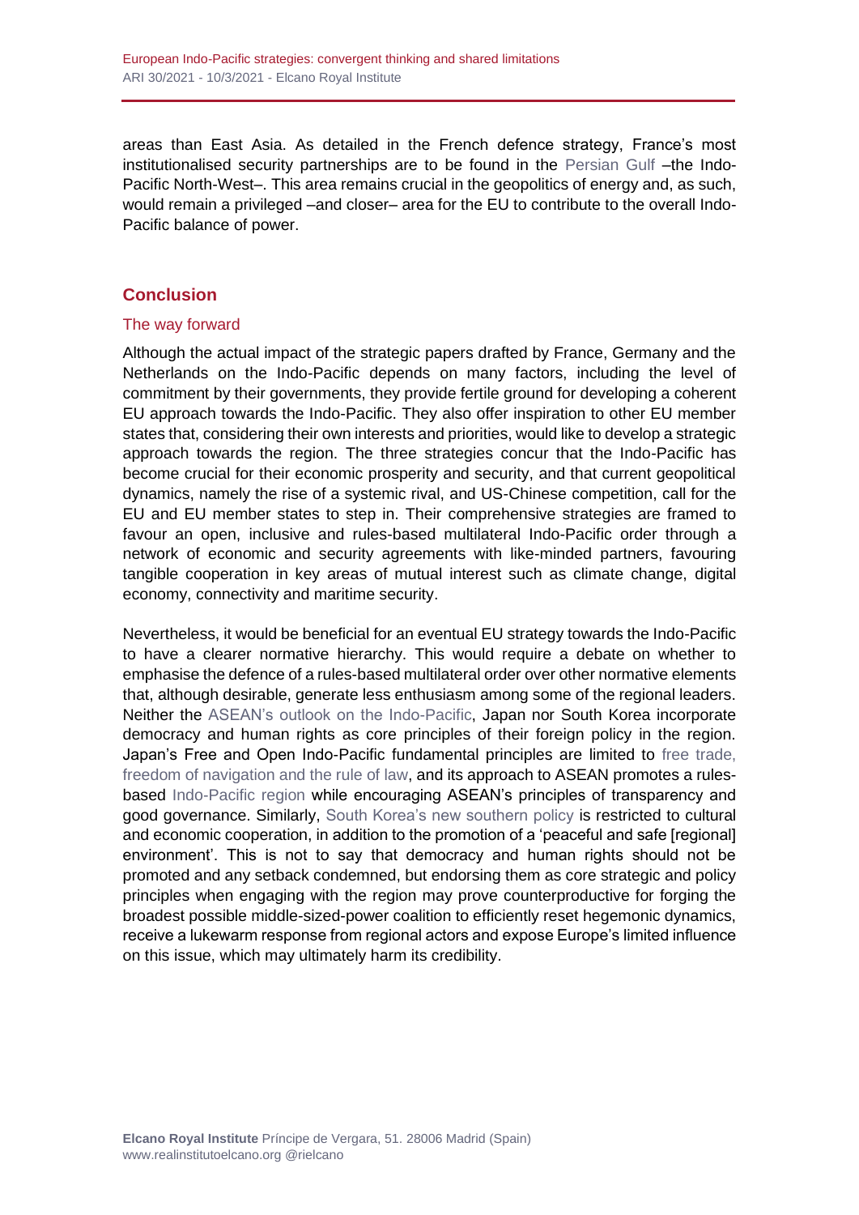areas than East Asia. As detailed in the French defence strategy, France's most institutionalised security partnerships are to be found in the Persian Gulf –the Indo-Pacific North-West–. This area remains crucial in the geopolitics of energy and, as such, would remain a privileged –and closer– area for the EU to contribute to the overall Indo-Pacific balance of power.

## Conclusion

### The way forward

Although the actual impact of the strategic papers drafted by France, Germany and the Netherlands on the Indo-Pacific depends on many factors, including the level of commitment by their governments, they provide fertile ground for developing a coherent EU approach towards the Indo-Pacific. They also offer inspiration to other EU member states that, considering their own interests and priorities, would like to develop a strategic approach towards the region. The three strategies concur that the Indo-Pacific has become crucial for their economic prosperity and security, and that current geopolitical dynamics, namely the rise of a systemic rival, and US-Chinese competition, call for the EU and EU member states to step in. Their comprehensive strategies are framed to favour an open, inclusive and rules-based multilateral Indo-Pacific order through a network of economic and security agreements with like-minded partners, favouring tangible cooperation in key areas of mutual interest such as climate change, digital economy, connectivity and maritime security.

Nevertheless, it would be beneficial for an eventual EU strategy towards the Indo-Pacific to have a clearer normative hierarchy. This would require a debate on whether to emphasise the defence of a rules-based multilateral order over other normative elements that, although desirable, generate less enthusiasm among some of the regional leaders. Neither the ASEAN's outlook on the Indo-Pacific, Japan nor South Korea incorporate democracy and human rights as core principles of their foreign policy in the region. Japan's Free and Open Indo-Pacific fundamental principles are limited to free trade, freedom of navigation and the rule of law, and its approach to ASEAN promotes a rules-based Indo-Pacific region while encouraging ASEAN's principles of transparency and good governance. Similarly, South Korea's new southern policy is restricted to cultural and economic cooperation, in addition to the promotion of a 'peaceful and safe [regional] environment'. This is not to say that democracy and human rights should not be promoted and any setback condemned, but endorsing them as core strategic and policy principles when engaging with the region may prove counterproductive for forging the broadest possible middle-sized-power coalition to efficiently reset hegemonic dynamics, receive a lukewarm response from regional actors and expose Europe's limited influence on this issue, which may ultimately harm its credibility.